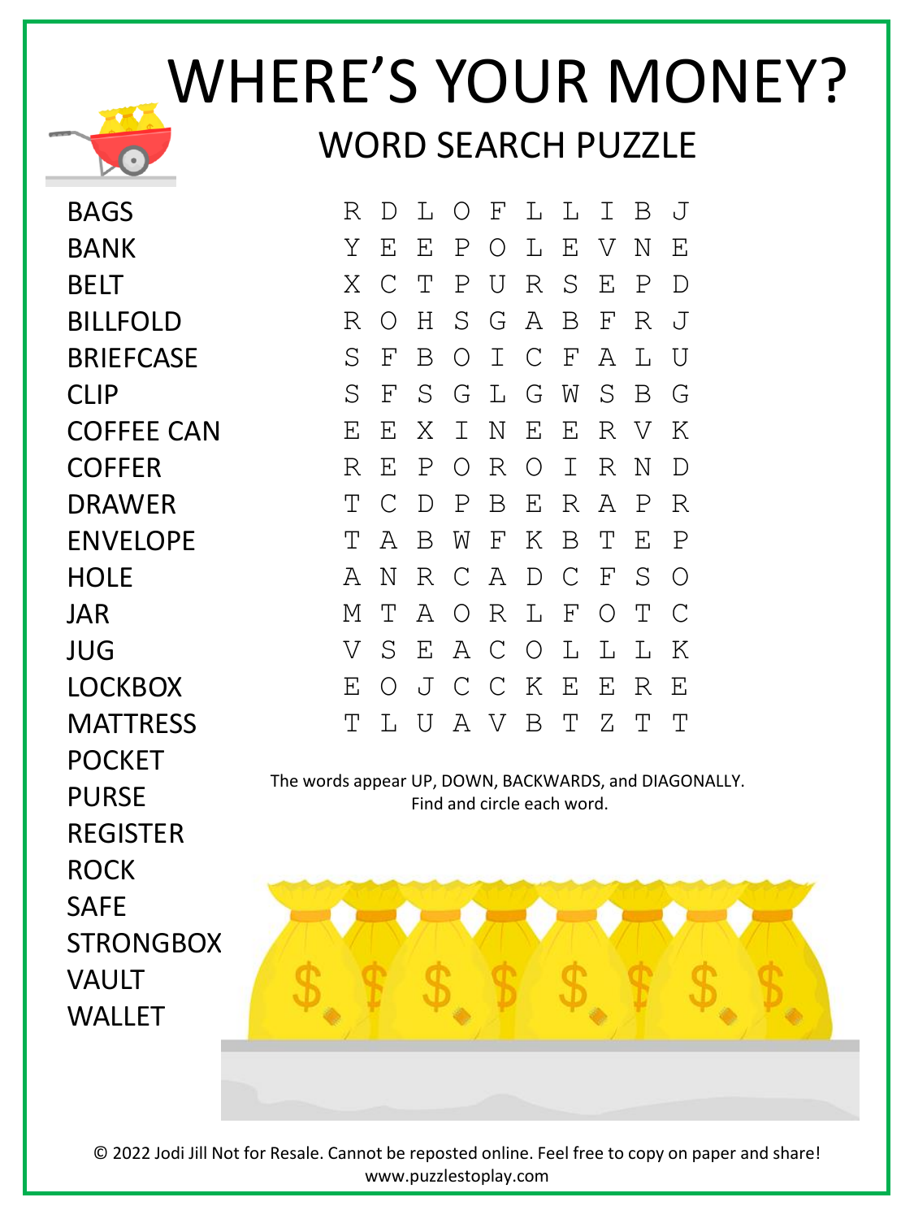# WHERE'S YOUR MONEY?

## WORD SEARCH PUZZLE

- BAGS
- BANK
- BELT
- BILLFOLD
- BRIEFCASE
- CLIP
- COFFEE CAN
- COFFER
- DRAWER
- ENVELOPE
- HOLE
- JAR
- JUG
- LOCKBOX
- MATTRESS
- POCKET
- PURSE
- REGISTER
- ROCK
- SAFE
- STRONGBOX
- VAULT
- WALLET

```
R D L O F L L I B J
Y E E P O L E V N E
X C T P U R S E P D
R O H S G A B F R J
S F B O I C F A L U
S F S G L G W S B G
E E X I N E E R V K
R E P O R O I R N D
T C D P B E R A P R
T A B W F K B T E P
A N R C A D C F S O
M T A O R L F O T C
V S E A C O L L L K
E O J C C K E E R E
T L U A V B T Z T T
```

The words appear UP, DOWN, BACKWARDS, and DIAGONALLY.
Find and circle each word.

© 2022 Jodi Jill Not for Resale. Cannot be reposted online. Feel free to copy on paper and share!
www.puzzlestoplay.com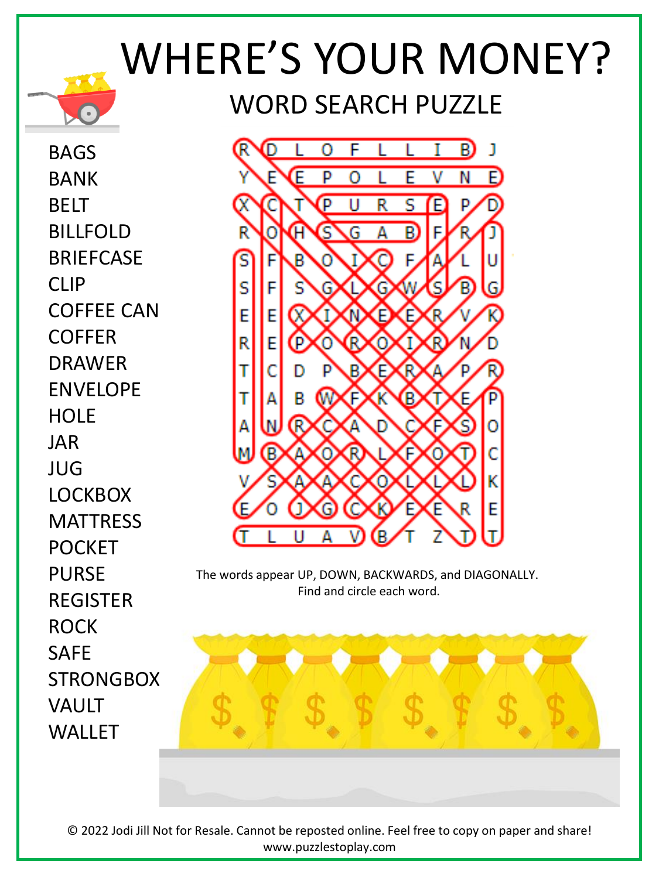# WHERE'S YOUR MONEY?

## WORD SEARCH PUZZLE

- BAGS
- BANK
- BELT
- BILLFOLD
- BRIEFCASE
- CLIP
- COFFEE CAN
- COFFER
- DRAWER
- ENVELOPE
- HOLE
- JAR
- JUG
- LOCKBOX
- MATTRESS
- POCKET
- PURSE
- REGISTER
- ROCK
- SAFE
- STRONGBOX
- VAULT
- WALLET

| | | | | | | | | | |
|---|---|---|---|---|---|---|---|---|---|
| R | D | L | O | F | L | L | I | B | J |
| Y | E | E | P | O | L | E | V | N | E |
| X | C | T | P | U | R | S | E | P | D |
| R | O | H | S | G | A | B | F | R | J |
| S | F | B | O | I | C | F | A | L | U |
| S | F | S | G | L | G | W | S | B | G |
| E | E | X | I | N | E | E | R | V | K |
| R | E | P | O | R | O | I | R | N | D |
| T | C | D | P | B | E | R | A | P | R |
| T | A | B | W | F | K | B | T | E | P |
| A | N | R | C | A | D | C | F | S | O |
| M | B | A | O | R | L | F | O | T | C |
| V | S | A | A | C | O | L | L | L | K |
| E | O | J | G | C | K | E | E | R | E |
| T | L | U | A | V | B | T | Z | T | T |

The words appear UP, DOWN, BACKWARDS, and DIAGONALLY.
Find and circle each word.

© 2022 Jodi Jill Not for Resale. Cannot be reposted online. Feel free to copy on paper and share!
www.puzzlestoplay.com